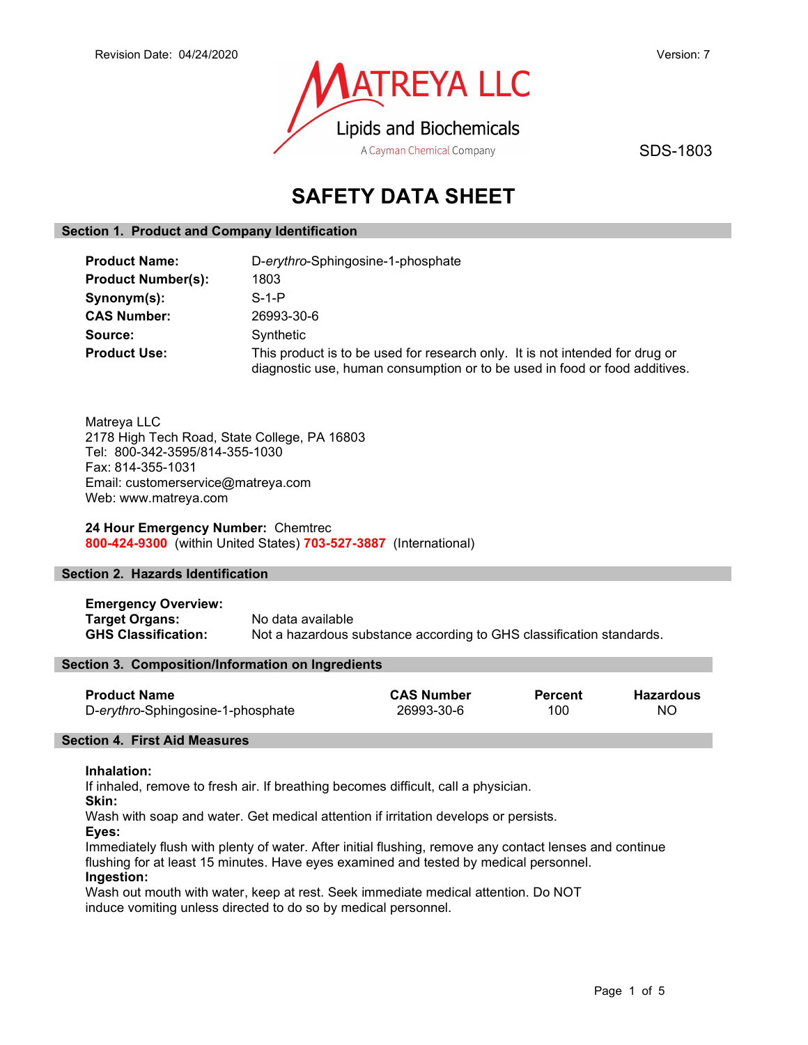Revision Date: 04/24/2020 | Version: 7

MATREYA LLC
Lipids and Biochemicals
A Cayman Chemical Company

SDS-1803

# SAFETY DATA SHEET

## Section 1. Product and Company Identification

**Product Name:** D-*erythro*-Sphingosine-1-phosphate
**Product Number(s):** 1803
**Synonym(s):** S-1-P
**CAS Number:** 26993-30-6
**Source:** Synthetic
**Product Use:** This product is to be used for research only. It is not intended for drug or diagnostic use, human consumption or to be used in food or food additives.

Matreya LLC
2178 High Tech Road, State College, PA 16803
Tel: 800-342-3595/814-355-1030
Fax: 814-355-1031
Email: customerservice@matreya.com
Web: www.matreya.com

**24 Hour Emergency Number:** Chemtrec
**800-424-9300** (within United States) **703-527-3887** (International)

## Section 2. Hazards Identification

**Emergency Overview:**
**Target Organs:** No data available
**GHS Classification:** Not a hazardous substance according to GHS classification standards.

## Section 3. Composition/Information on Ingredients

| Product Name | CAS Number | Percent | Hazardous |
|---|---|---|---|
| D-*erythro*-Sphingosine-1-phosphate | 26993-30-6 | 100 | NO |

## Section 4. First Aid Measures

**Inhalation:**
If inhaled, remove to fresh air. If breathing becomes difficult, call a physician.
**Skin:**
Wash with soap and water. Get medical attention if irritation develops or persists.
**Eyes:**
Immediately flush with plenty of water. After initial flushing, remove any contact lenses and continue flushing for at least 15 minutes. Have eyes examined and tested by medical personnel.
**Ingestion:**
Wash out mouth with water, keep at rest. Seek immediate medical attention. Do NOT induce vomiting unless directed to do so by medical personnel.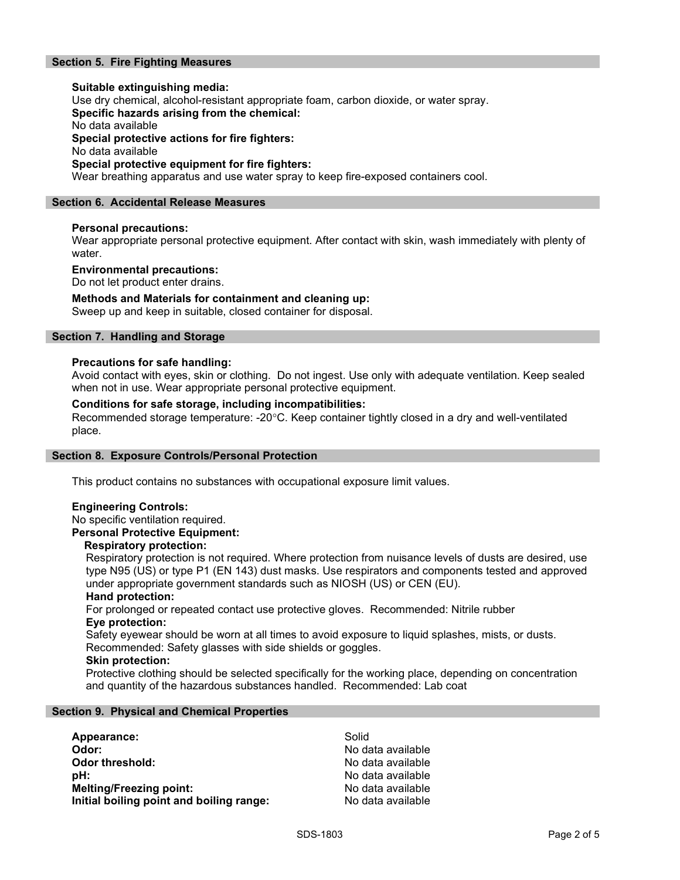## Section 5. Fire Fighting Measures

**Suitable extinguishing media:**
Use dry chemical, alcohol-resistant appropriate foam, carbon dioxide, or water spray.

**Specific hazards arising from the chemical:**
No data available

**Special protective actions for fire fighters:**
No data available

**Special protective equipment for fire fighters:**
Wear breathing apparatus and use water spray to keep fire-exposed containers cool.

## Section 6. Accidental Release Measures

**Personal precautions:**
Wear appropriate personal protective equipment. After contact with skin, wash immediately with plenty of water.

**Environmental precautions:**
Do not let product enter drains.

**Methods and Materials for containment and cleaning up:**
Sweep up and keep in suitable, closed container for disposal.

## Section 7. Handling and Storage

**Precautions for safe handling:**
Avoid contact with eyes, skin or clothing. Do not ingest. Use only with adequate ventilation. Keep sealed when not in use. Wear appropriate personal protective equipment.

**Conditions for safe storage, including incompatibilities:**
Recommended storage temperature: -20°C. Keep container tightly closed in a dry and well-ventilated place.

## Section 8. Exposure Controls/Personal Protection

This product contains no substances with occupational exposure limit values.

**Engineering Controls:**
No specific ventilation required.

**Personal Protective Equipment:**

**Respiratory protection:**
Respiratory protection is not required. Where protection from nuisance levels of dusts are desired, use type N95 (US) or type P1 (EN 143) dust masks. Use respirators and components tested and approved under appropriate government standards such as NIOSH (US) or CEN (EU).

**Hand protection:**
For prolonged or repeated contact use protective gloves. Recommended: Nitrile rubber

**Eye protection:**
Safety eyewear should be worn at all times to avoid exposure to liquid splashes, mists, or dusts. Recommended: Safety glasses with side shields or goggles.

**Skin protection:**
Protective clothing should be selected specifically for the working place, depending on concentration and quantity of the hazardous substances handled. Recommended: Lab coat

## Section 9. Physical and Chemical Properties

| | |
|---|---|
| **Appearance:** | Solid |
| **Odor:** | No data available |
| **Odor threshold:** | No data available |
| **pH:** | No data available |
| **Melting/Freezing point:** | No data available |
| **Initial boiling point and boiling range:** | No data available |

SDS-1803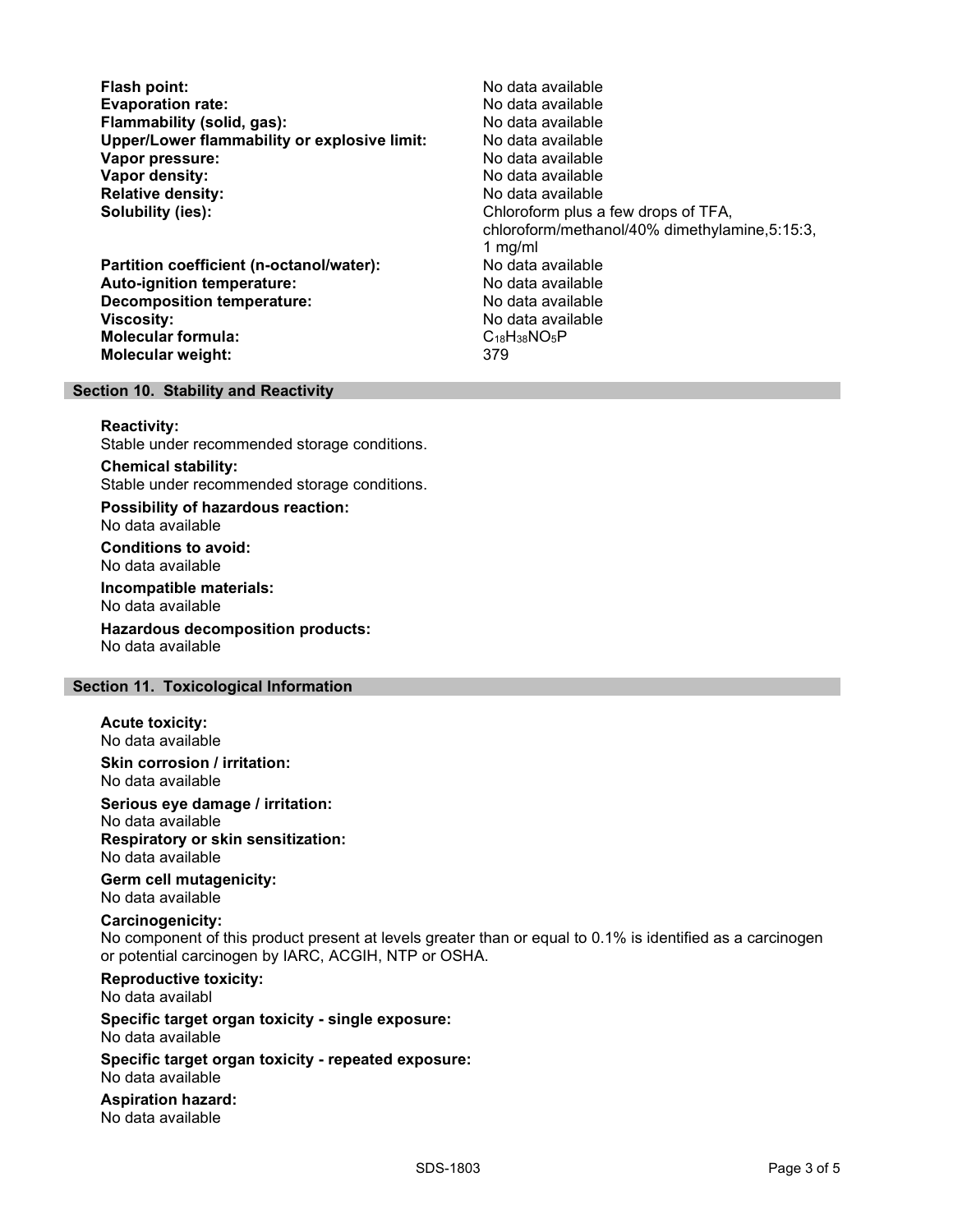| | |
|---|---|
| **Flash point:** | No data available |
| **Evaporation rate:** | No data available |
| **Flammability (solid, gas):** | No data available |
| **Upper/Lower flammability or explosive limit:** | No data available |
| **Vapor pressure:** | No data available |
| **Vapor density:** | No data available |
| **Relative density:** | No data available |
| **Solubility (ies):** | Chloroform plus a few drops of TFA, chloroform/methanol/40% dimethylamine,5:15:3, 1 mg/ml |
| **Partition coefficient (n-octanol/water):** | No data available |
| **Auto-ignition temperature:** | No data available |
| **Decomposition temperature:** | No data available |
| **Viscosity:** | No data available |
| **Molecular formula:** | $C_{18}H_{38}NO_5P$ |
| **Molecular weight:** | 379 |

## Section 10. Stability and Reactivity

**Reactivity:**
Stable under recommended storage conditions.

**Chemical stability:**
Stable under recommended storage conditions.

**Possibility of hazardous reaction:**
No data available

**Conditions to avoid:**
No data available

**Incompatible materials:**
No data available

**Hazardous decomposition products:**
No data available

## Section 11. Toxicological Information

**Acute toxicity:**
No data available

**Skin corrosion / irritation:**
No data available

**Serious eye damage / irritation:**
No data available

**Respiratory or skin sensitization:**
No data available

**Germ cell mutagenicity:**
No data available

**Carcinogenicity:**
No component of this product present at levels greater than or equal to 0.1% is identified as a carcinogen or potential carcinogen by IARC, ACGIH, NTP or OSHA.

**Reproductive toxicity:**
No data availabl

**Specific target organ toxicity - single exposure:**
No data available

**Specific target organ toxicity - repeated exposure:**
No data available

**Aspiration hazard:**
No data available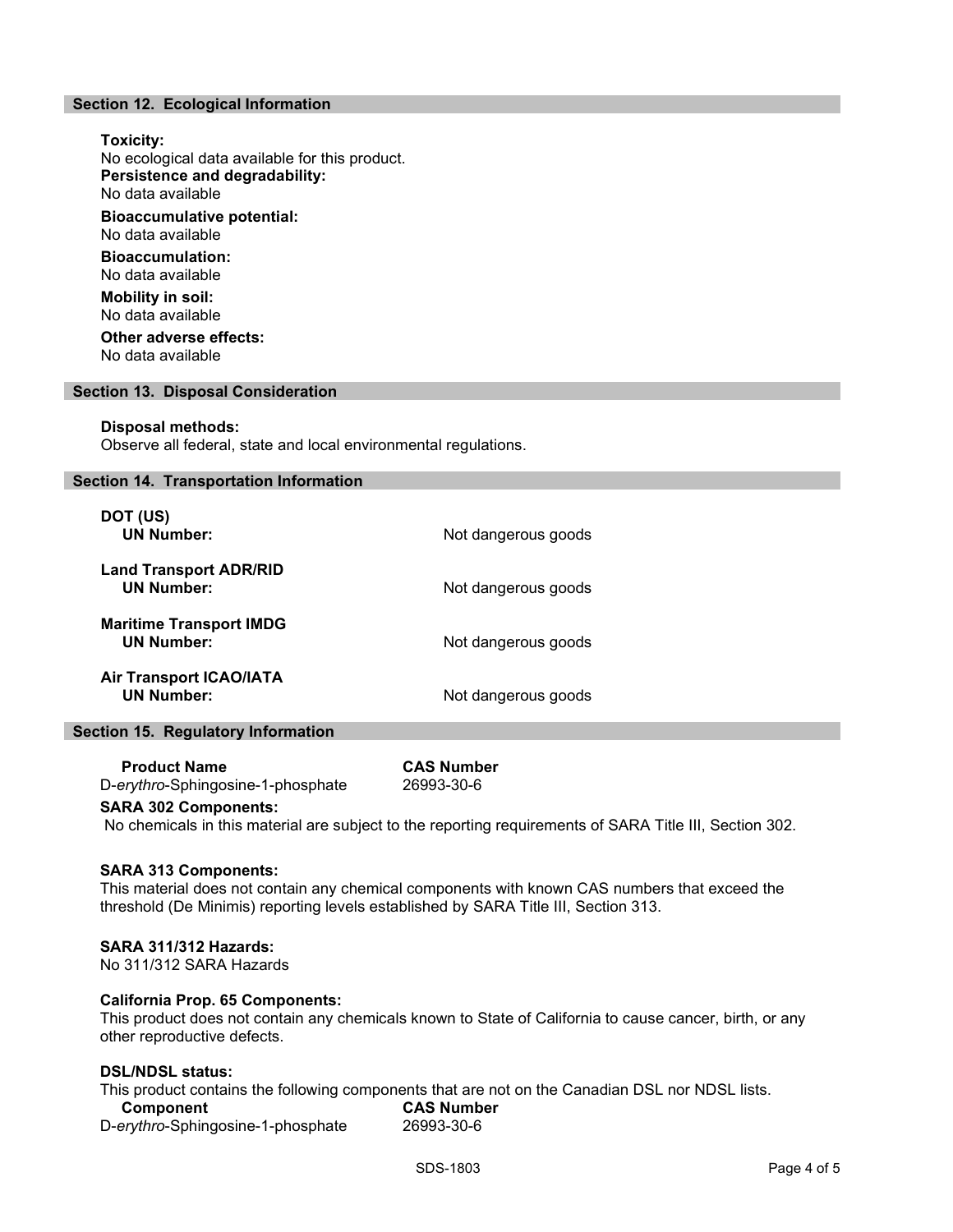## Section 12. Ecological Information

**Toxicity:**
No ecological data available for this product.

**Persistence and degradability:**
No data available

**Bioaccumulative potential:**
No data available

**Bioaccumulation:**
No data available

**Mobility in soil:**
No data available

**Other adverse effects:**
No data available

## Section 13. Disposal Consideration

**Disposal methods:**
Observe all federal, state and local environmental regulations.

## Section 14. Transportation Information

| | |
|---|---|
| **DOT (US)** | |
| **UN Number:** | Not dangerous goods |
| **Land Transport ADR/RID** | |
| **UN Number:** | Not dangerous goods |
| **Maritime Transport IMDG** | |
| **UN Number:** | Not dangerous goods |
| **Air Transport ICAO/IATA** | |
| **UN Number:** | Not dangerous goods |

## Section 15. Regulatory Information

| Product Name | CAS Number |
|---|---|
| D-*erythro*-Sphingosine-1-phosphate | 26993-30-6 |

**SARA 302 Components:**
No chemicals in this material are subject to the reporting requirements of SARA Title III, Section 302.

**SARA 313 Components:**
This material does not contain any chemical components with known CAS numbers that exceed the threshold (De Minimis) reporting levels established by SARA Title III, Section 313.

**SARA 311/312 Hazards:**
No 311/312 SARA Hazards

**California Prop. 65 Components:**
This product does not contain any chemicals known to State of California to cause cancer, birth, or any other reproductive defects.

**DSL/NDSL status:**
This product contains the following components that are not on the Canadian DSL nor NDSL lists.

| Component | CAS Number |
|---|---|
| D-*erythro*-Sphingosine-1-phosphate | 26993-30-6 |

SDS-1803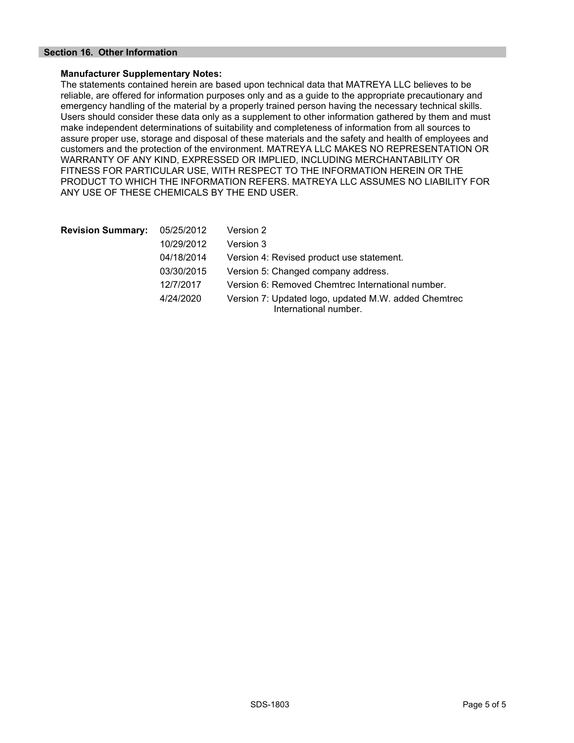## Section 16. Other Information

**Manufacturer Supplementary Notes:**

The statements contained herein are based upon technical data that MATREYA LLC believes to be reliable, are offered for information purposes only and as a guide to the appropriate precautionary and emergency handling of the material by a properly trained person having the necessary technical skills. Users should consider these data only as a supplement to other information gathered by them and must make independent determinations of suitability and completeness of information from all sources to assure proper use, storage and disposal of these materials and the safety and health of employees and customers and the protection of the environment. MATREYA LLC MAKES NO REPRESENTATION OR WARRANTY OF ANY KIND, EXPRESSED OR IMPLIED, INCLUDING MERCHANTABILITY OR FITNESS FOR PARTICULAR USE, WITH RESPECT TO THE INFORMATION HEREIN OR THE PRODUCT TO WHICH THE INFORMATION REFERS. MATREYA LLC ASSUMES NO LIABILITY FOR ANY USE OF THESE CHEMICALS BY THE END USER.

| | | |
|---|---|---|
| **Revision Summary:** | 05/25/2012 | Version 2 |
| | 10/29/2012 | Version 3 |
| | 04/18/2014 | Version 4: Revised product use statement. |
| | 03/30/2015 | Version 5: Changed company address. |
| | 12/7/2017 | Version 6: Removed Chemtrec International number. |
| | 4/24/2020 | Version 7: Updated logo, updated M.W. added Chemtrec International number. |

SDS-1803